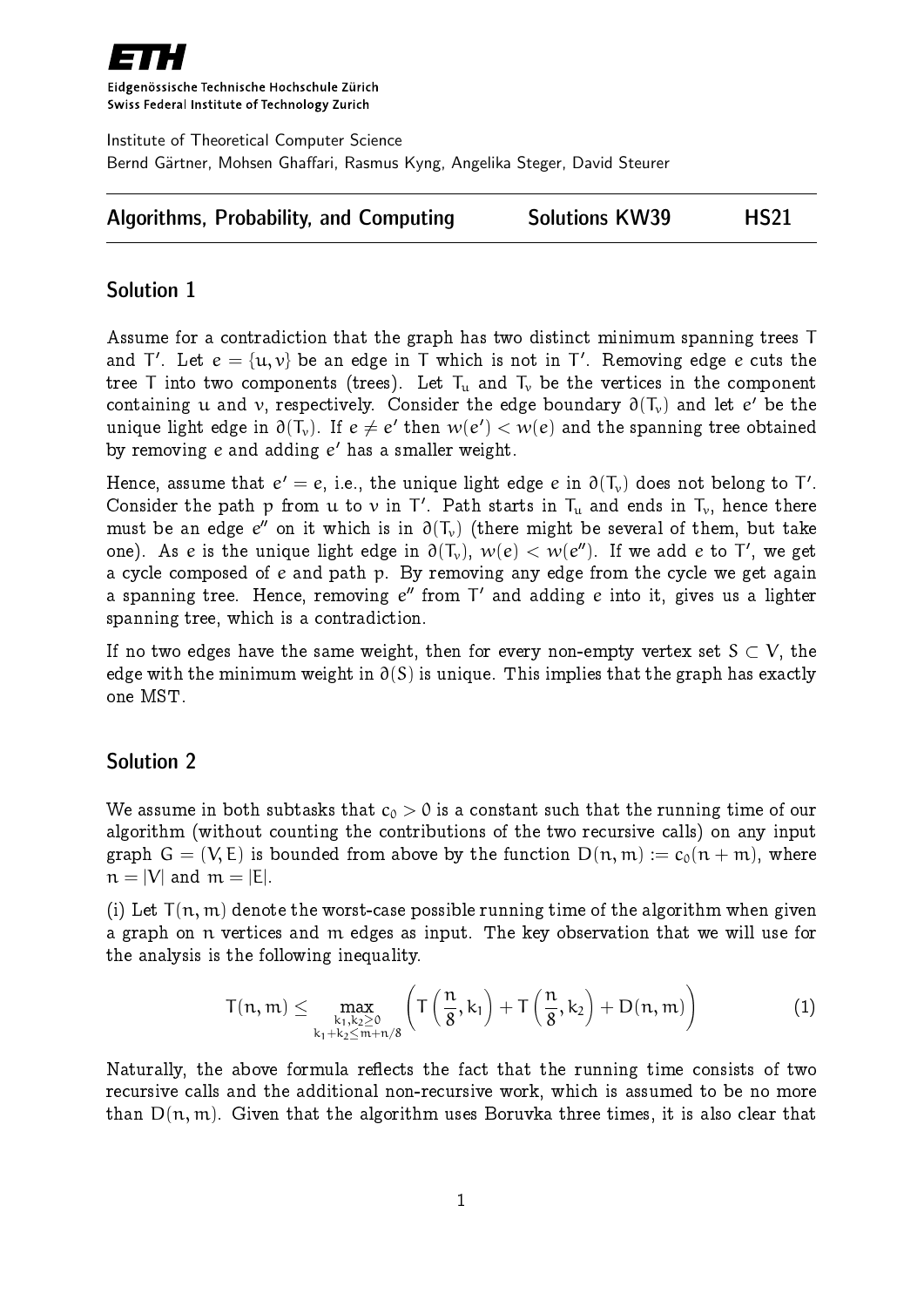Eidgenössische Technische Hochschule Zürich
Swiss Federal Institute of Technology Zurich

Institute of Theoretical Computer Science
Bernd Gärtner, Mohsen Ghaffari, Rasmus Kyng, Angelika Steger, David Steurer

**Algorithms, Probability, and Computing** **Solutions KW39** **HS21**

## Solution 1

Assume for a contradiction that the graph has two distinct minimum spanning trees $T$ and $T'$. Let $e = \{u, v\}$ be an edge in $T$ which is not in $T'$. Removing edge $e$ cuts the tree $T$ into two components (trees). Let $T_u$ and $T_v$ be the vertices in the component containing $u$ and $v$, respectively. Consider the edge boundary $\partial(T_v)$ and let $e'$ be the unique light edge in $\partial(T_v)$. If $e \neq e'$ then $w(e') < w(e)$ and the spanning tree obtained by removing $e$ and adding $e'$ has a smaller weight.

Hence, assume that $e' = e$, i.e., the unique light edge $e$ in $\partial(T_v)$ does not belong to $T'$. Consider the path $p$ from $u$ to $v$ in $T'$. Path starts in $T_u$ and ends in $T_v$, hence there must be an edge $e''$ on it which is in $\partial(T_v)$ (there might be several of them, but take one). As $e$ is the unique light edge in $\partial(T_v)$, $w(e) < w(e'')$. If we add $e$ to $T'$, we get a cycle composed of $e$ and path $p$. By removing any edge from the cycle we get again a spanning tree. Hence, removing $e''$ from $T'$ and adding $e$ into it, gives us a lighter spanning tree, which is a contradiction.

If no two edges have the same weight, then for every non-empty vertex set $S \subset V$, the edge with the minimum weight in $\partial(S)$ is unique. This implies that the graph has exactly one MST.

## Solution 2

We assume in both subtasks that $c_0 > 0$ is a constant such that the running time of our algorithm (without counting the contributions of the two recursive calls) on any input graph $G = (V, E)$ is bounded from above by the function $D(n, m) := c_0(n + m)$, where $n = |V|$ and $m = |E|$.

(i) Let $T(n, m)$ denote the worst-case possible running time of the algorithm when given a graph on $n$ vertices and $m$ edges as input. The key observation that we will use for the analysis is the following inequality.

$$T(n, m) \leq \max_{\substack{k_1, k_2 \geq 0 \\ k_1 + k_2 \leq m + n/8}} \left( T\left(\frac{n}{8}, k_1\right) + T\left(\frac{n}{8}, k_2\right) + D(n, m) \right) \tag{1}$$

Naturally, the above formula reflects the fact that the running time consists of two recursive calls and the additional non-recursive work, which is assumed to be no more than $D(n, m)$. Given that the algorithm uses Boruvka three times, it is also clear that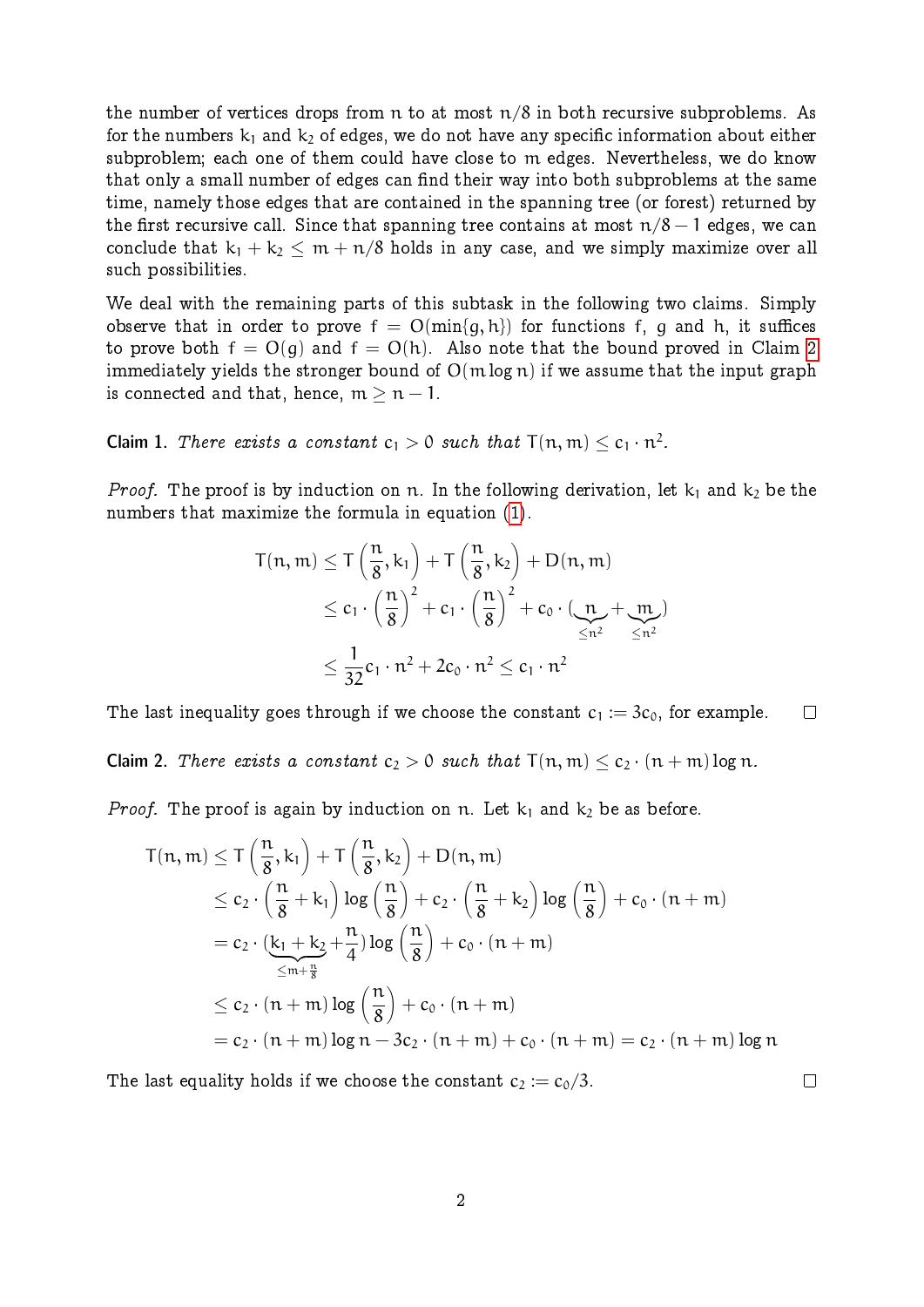the number of vertices drops from $n$ to at most $n/8$ in both recursive subproblems. As for the numbers $k_1$ and $k_2$ of edges, we do not have any specific information about either subproblem; each one of them could have close to $m$ edges. Nevertheless, we do know that only a small number of edges can find their way into both subproblems at the same time, namely those edges that are contained in the spanning tree (or forest) returned by the first recursive call. Since that spanning tree contains at most $n/8 - 1$ edges, we can conclude that $k_1 + k_2 \leq m + n/8$ holds in any case, and we simply maximize over all such possibilities.

We deal with the remaining parts of this subtask in the following two claims. Simply observe that in order to prove $f = O(\min\{g, h\})$ for functions $f$, $g$ and $h$, it suffices to prove both $f = O(g)$ and $f = O(h)$. Also note that the bound proved in Claim 2 immediately yields the stronger bound of $O(m \log n)$ if we assume that the input graph is connected and that, hence, $m \geq n - 1$.

**Claim 1.** *There exists a constant $c_1 > 0$ such that $T(n, m) \leq c_1 \cdot n^2$.*

*Proof.* The proof is by induction on $n$. In the following derivation, let $k_1$ and $k_2$ be the numbers that maximize the formula in equation (1).

$$
\begin{aligned}
T(n, m) &\leq T\left(\frac{n}{8}, k_1\right) + T\left(\frac{n}{8}, k_2\right) + D(n, m) \\
&\leq c_1 \cdot \left(\frac{n}{8}\right)^2 + c_1 \cdot \left(\frac{n}{8}\right)^2 + c_0 \cdot (\underbrace{n}_{\leq n^2} + \underbrace{m}_{\leq n^2}) \\
&\leq \frac{1}{32} c_1 \cdot n^2 + 2c_0 \cdot n^2 \leq c_1 \cdot n^2
\end{aligned}
$$

The last inequality goes through if we choose the constant $c_1 := 3c_0$, for example. □

**Claim 2.** *There exists a constant $c_2 > 0$ such that $T(n, m) \leq c_2 \cdot (n + m) \log n$.*

*Proof.* The proof is again by induction on $n$. Let $k_1$ and $k_2$ be as before.

$$
\begin{aligned}
T(n, m) &\leq T\left(\frac{n}{8}, k_1\right) + T\left(\frac{n}{8}, k_2\right) + D(n, m) \\
&\leq c_2 \cdot \left(\frac{n}{8} + k_1\right) \log\left(\frac{n}{8}\right) + c_2 \cdot \left(\frac{n}{8} + k_2\right) \log\left(\frac{n}{8}\right) + c_0 \cdot (n + m) \\
&= c_2 \cdot (\underbrace{k_1 + k_2}_{\leq m + \frac{n}{8}} + \frac{n}{4}) \log\left(\frac{n}{8}\right) + c_0 \cdot (n + m) \\
&\leq c_2 \cdot (n + m) \log\left(\frac{n}{8}\right) + c_0 \cdot (n + m) \\
&= c_2 \cdot (n + m) \log n - 3c_2 \cdot (n + m) + c_0 \cdot (n + m) = c_2 \cdot (n + m) \log n
\end{aligned}
$$

The last equality holds if we choose the constant $c_2 := c_0/3$. □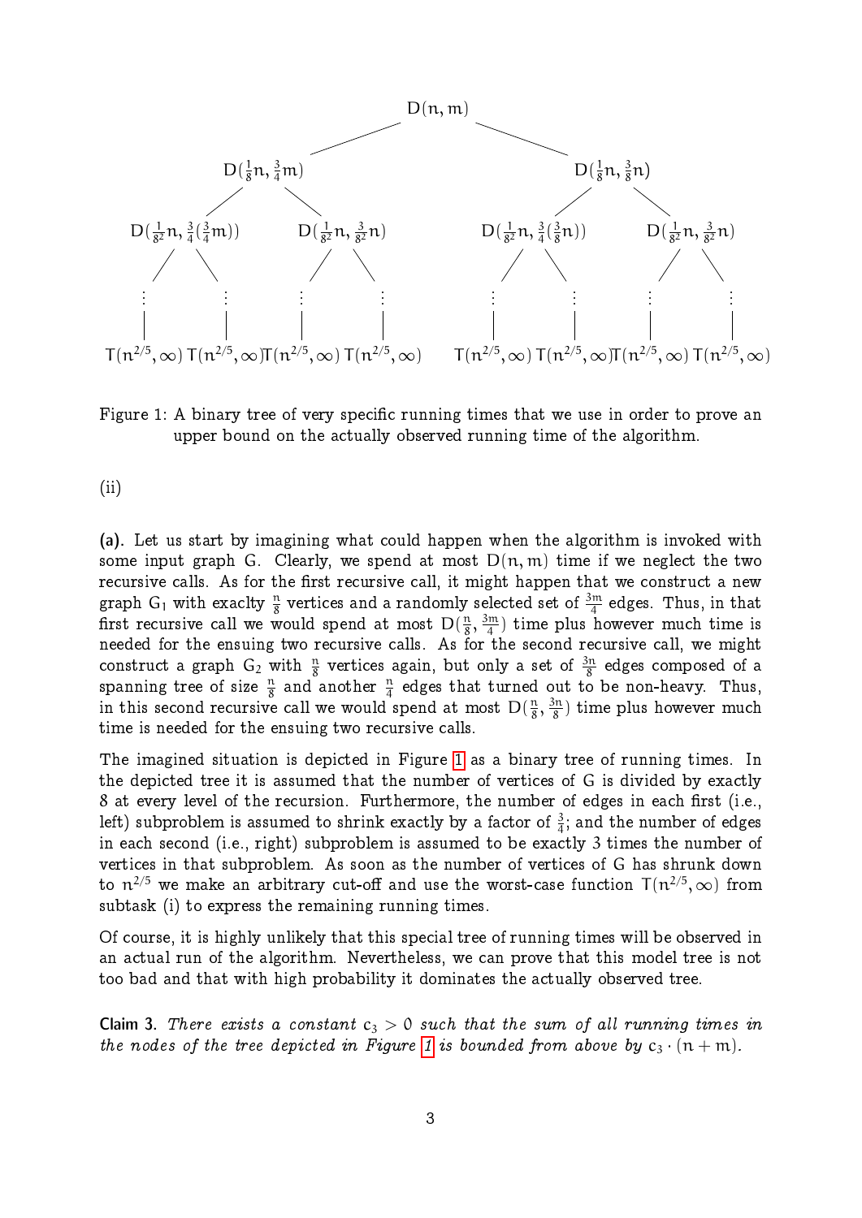$$
\begin{array}{c}
D(n, m) \\
\swarrow \qquad\qquad\qquad\qquad \searrow \\
D(\tfrac{1}{8}n, \tfrac{3}{4}m) \qquad\qquad\qquad\qquad D(\tfrac{1}{8}n, \tfrac{3}{8}n) \\
D(\tfrac{1}{8^2}n, \tfrac{3}{4}(\tfrac{3}{4}m)) \quad D(\tfrac{1}{8^2}n, \tfrac{3}{8^2}n) \qquad D(\tfrac{1}{8^2}n, \tfrac{3}{4}(\tfrac{3}{8}n)) \quad D(\tfrac{1}{8^2}n, \tfrac{3}{8^2}n) \\
\vdots \\
T(n^{2/5}, \infty)\; T(n^{2/5}, \infty)\; T(n^{2/5}, \infty)\; T(n^{2/5}, \infty) \qquad T(n^{2/5}, \infty)\; T(n^{2/5}, \infty)\; T(n^{2/5}, \infty)\; T(n^{2/5}, \infty)
\end{array}
$$

Figure 1: A binary tree of very specific running times that we use in order to prove an upper bound on the actually observed running time of the algorithm.

(ii)

**(a).** Let us start by imagining what could happen when the algorithm is invoked with some input graph G. Clearly, we spend at most $D(n, m)$ time if we neglect the two recursive calls. As for the first recursive call, it might happen that we construct a new graph $G_1$ with exaclty $\frac{n}{8}$ vertices and a randomly selected set of $\frac{3m}{4}$ edges. Thus, in that first recursive call we would spend at most $D(\frac{n}{8}, \frac{3m}{4})$ time plus however much time is needed for the ensuing two recursive calls. As for the second recursive call, we might construct a graph $G_2$ with $\frac{n}{8}$ vertices again, but only a set of $\frac{3n}{8}$ edges composed of a spanning tree of size $\frac{n}{8}$ and another $\frac{n}{4}$ edges that turned out to be non-heavy. Thus, in this second recursive call we would spend at most $D(\frac{n}{8}, \frac{3n}{8})$ time plus however much time is needed for the ensuing two recursive calls.

The imagined situation is depicted in Figure 1 as a binary tree of running times. In the depicted tree it is assumed that the number of vertices of G is divided by exactly 8 at every level of the recursion. Furthermore, the number of edges in each first (i.e., left) subproblem is assumed to shrink exactly by a factor of $\frac{3}{4}$; and the number of edges in each second (i.e., right) subproblem is assumed to be exactly 3 times the number of vertices in that subproblem. As soon as the number of vertices of G has shrunk down to $n^{2/5}$ we make an arbitrary cut-off and use the worst-case function $T(n^{2/5}, \infty)$ from subtask (i) to express the remaining running times.

Of course, it is highly unlikely that this special tree of running times will be observed in an actual run of the algorithm. Nevertheless, we can prove that this model tree is not too bad and that with high probability it dominates the actually observed tree.

**Claim 3.** *There exists a constant $c_3 > 0$ such that the sum of all running times in the nodes of the tree depicted in Figure 1 is bounded from above by $c_3 \cdot (n + m)$.*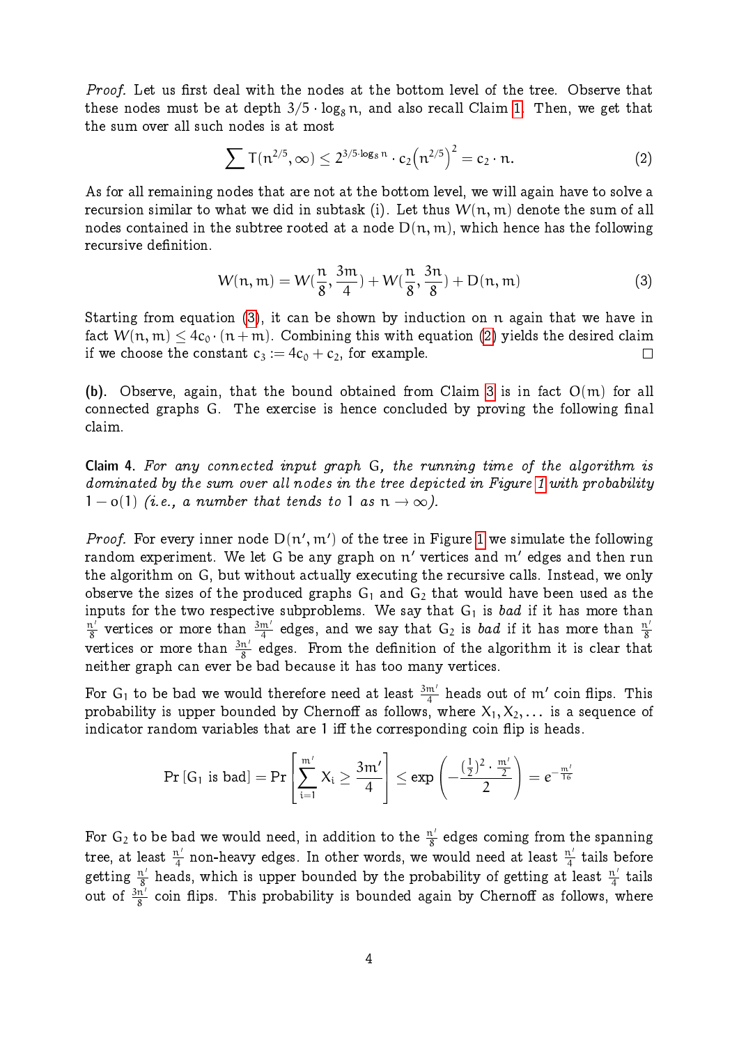*Proof.* Let us first deal with the nodes at the bottom level of the tree. Observe that these nodes must be at depth $3/5 \cdot \log_8 n$, and also recall Claim 1. Then, we get that the sum over all such nodes is at most

$$\sum T(n^{2/5}, \infty) \leq 2^{3/5 \cdot \log_8 n} \cdot c_2 \left(n^{2/5}\right)^2 = c_2 \cdot n. \tag{2}$$

As for all remaining nodes that are not at the bottom level, we will again have to solve a recursion similar to what we did in subtask (i). Let thus $W(n, m)$ denote the sum of all nodes contained in the subtree rooted at a node $D(n, m)$, which hence has the following recursive definition.

$$W(n, m) = W\left(\frac{n}{8}, \frac{3m}{4}\right) + W\left(\frac{n}{8}, \frac{3n}{8}\right) + D(n, m) \tag{3}$$

Starting from equation (3), it can be shown by induction on $n$ again that we have in fact $W(n, m) \leq 4c_0 \cdot (n + m)$. Combining this with equation (2) yields the desired claim if we choose the constant $c_3 := 4c_0 + c_2$, for example. □

**(b).** Observe, again, that the bound obtained from Claim 3 is in fact $O(m)$ for all connected graphs $G$. The exercise is hence concluded by proving the following final claim.

**Claim 4.** *For any connected input graph $G$, the running time of the algorithm is dominated by the sum over all nodes in the tree depicted in Figure 1 with probability $1 - o(1)$ (i.e., a number that tends to 1 as $n \to \infty$).*

*Proof.* For every inner node $D(n', m')$ of the tree in Figure 1 we simulate the following random experiment. We let $G$ be any graph on $n'$ vertices and $m'$ edges and then run the algorithm on $G$, but without actually executing the recursive calls. Instead, we only observe the sizes of the produced graphs $G_1$ and $G_2$ that would have been used as the inputs for the two respective subproblems. We say that $G_1$ is *bad* if it has more than $\frac{n'}{8}$ vertices or more than $\frac{3m'}{4}$ edges, and we say that $G_2$ is *bad* if it has more than $\frac{n'}{8}$ vertices or more than $\frac{3n'}{8}$ edges. From the definition of the algorithm it is clear that neither graph can ever be bad because it has too many vertices.

For $G_1$ to be bad we would therefore need at least $\frac{3m'}{4}$ heads out of $m'$ coin flips. This probability is upper bounded by Chernoff as follows, where $X_1, X_2, \ldots$ is a sequence of indicator random variables that are 1 iff the corresponding coin flip is heads.

$$\Pr[G_1 \text{ is bad}] = \Pr\left[\sum_{i=1}^{m'} X_i \geq \frac{3m'}{4}\right] \leq \exp\left(-\frac{(\frac{1}{2})^2 \cdot \frac{m'}{2}}{2}\right) = e^{-\frac{m'}{16}}$$

For $G_2$ to be bad we would need, in addition to the $\frac{n'}{8}$ edges coming from the spanning tree, at least $\frac{n'}{4}$ non-heavy edges. In other words, we would need at least $\frac{n'}{4}$ tails before getting $\frac{n'}{8}$ heads, which is upper bounded by the probability of getting at least $\frac{n'}{4}$ tails out of $\frac{3n'}{8}$ coin flips. This probability is bounded again by Chernoff as follows, where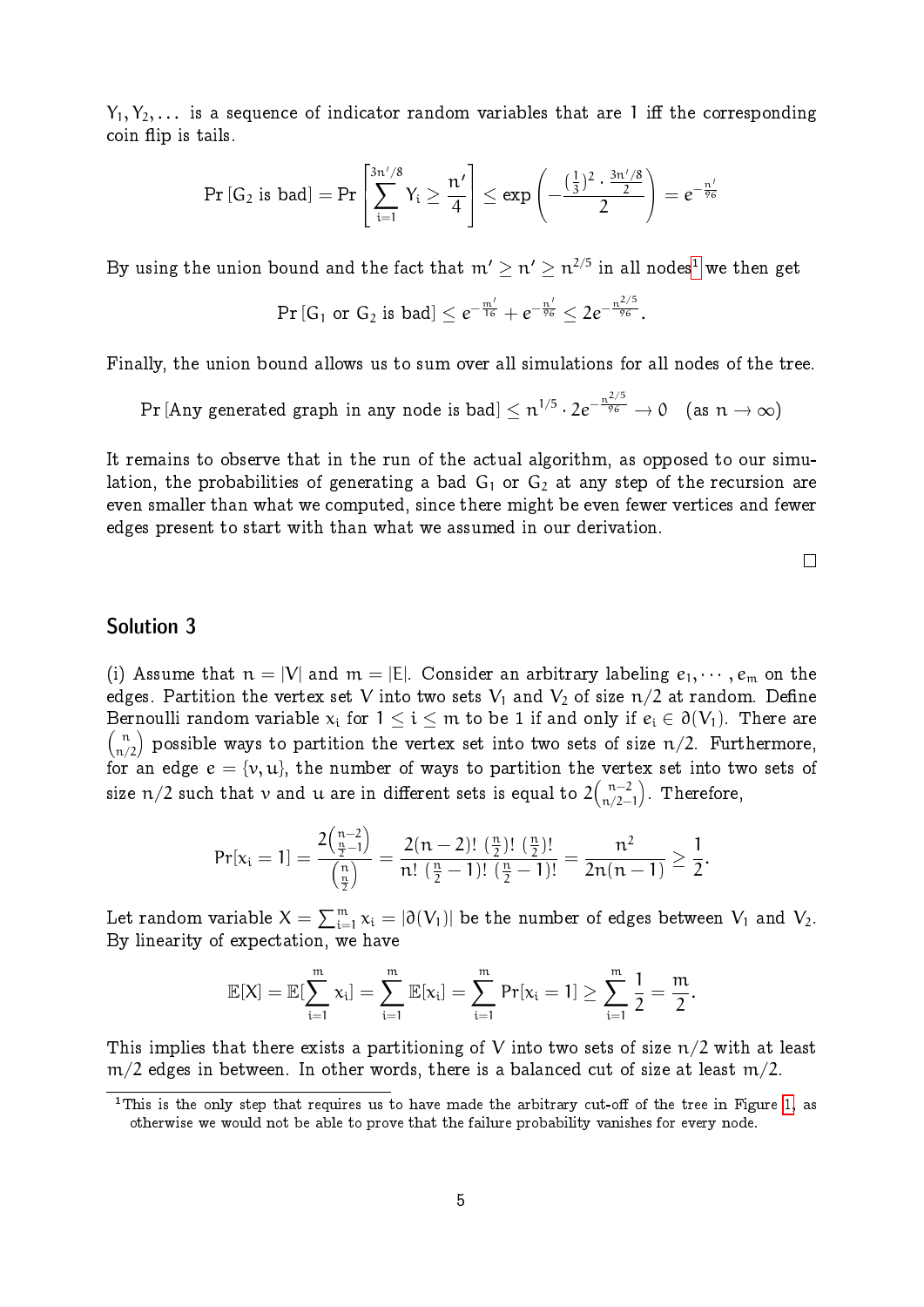$Y_1, Y_2, \ldots$ is a sequence of indicator random variables that are 1 iff the corresponding coin flip is tails.

$$\Pr[G_2 \text{ is bad}] = \Pr\left[\sum_{i=1}^{3n'/8} Y_i \geq \frac{n'}{4}\right] \leq \exp\left(-\frac{(\frac{1}{3})^2 \cdot \frac{3n'/8}{2}}{2}\right) = e^{-\frac{n'}{96}}$$

By using the union bound and the fact that $m' \geq n' \geq n^{2/5}$ in all nodes[1] we then get

$$\Pr[G_1 \text{ or } G_2 \text{ is bad}] \leq e^{-\frac{m'}{16}} + e^{-\frac{n'}{96}} \leq 2e^{-\frac{n^{2/5}}{96}}.$$

Finally, the union bound allows us to sum over all simulations for all nodes of the tree.

$$\Pr[\text{Any generated graph in any node is bad}] \leq n^{1/5} \cdot 2e^{-\frac{n^{2/5}}{96}} \to 0 \quad (\text{as } n \to \infty)$$

It remains to observe that in the run of the actual algorithm, as opposed to our simulation, the probabilities of generating a bad $G_1$ or $G_2$ at any step of the recursion are even smaller than what we computed, since there might be even fewer vertices and fewer edges present to start with than what we assumed in our derivation.

□

## Solution 3

(i) Assume that $n = |V|$ and $m = |E|$. Consider an arbitrary labeling $e_1, \cdots, e_m$ on the edges. Partition the vertex set $V$ into two sets $V_1$ and $V_2$ of size $n/2$ at random. Define Bernoulli random variable $x_i$ for $1 \leq i \leq m$ to be 1 if and only if $e_i \in \partial(V_1)$. There are $\binom{n}{n/2}$ possible ways to partition the vertex set into two sets of size $n/2$. Furthermore, for an edge $e = \{v, u\}$, the number of ways to partition the vertex set into two sets of size $n/2$ such that $v$ and $u$ are in different sets is equal to $2\binom{n-2}{n/2-1}$. Therefore,

$$\Pr[x_i = 1] = \frac{2\binom{n-2}{\frac{n}{2}-1}}{\binom{n}{\frac{n}{2}}} = \frac{2(n-2)!\ (\frac{n}{2})!\ (\frac{n}{2})!}{n!\ (\frac{n}{2}-1)!\ (\frac{n}{2}-1)!} = \frac{n^2}{2n(n-1)} \geq \frac{1}{2}.$$

Let random variable $X = \sum_{i=1}^{m} x_i = |\partial(V_1)|$ be the number of edges between $V_1$ and $V_2$. By linearity of expectation, we have

$$\mathbb{E}[X] = \mathbb{E}[\sum_{i=1}^{m} x_i] = \sum_{i=1}^{m} \mathbb{E}[x_i] = \sum_{i=1}^{m} \Pr[x_i = 1] \geq \sum_{i=1}^{m} \frac{1}{2} = \frac{m}{2}.$$

This implies that there exists a partitioning of $V$ into two sets of size $n/2$ with at least $m/2$ edges in between. In other words, there is a balanced cut of size at least $m/2$.

[1] This is the only step that requires us to have made the arbitrary cut-off of the tree in Figure 1, as otherwise we would not be able to prove that the failure probability vanishes for every node.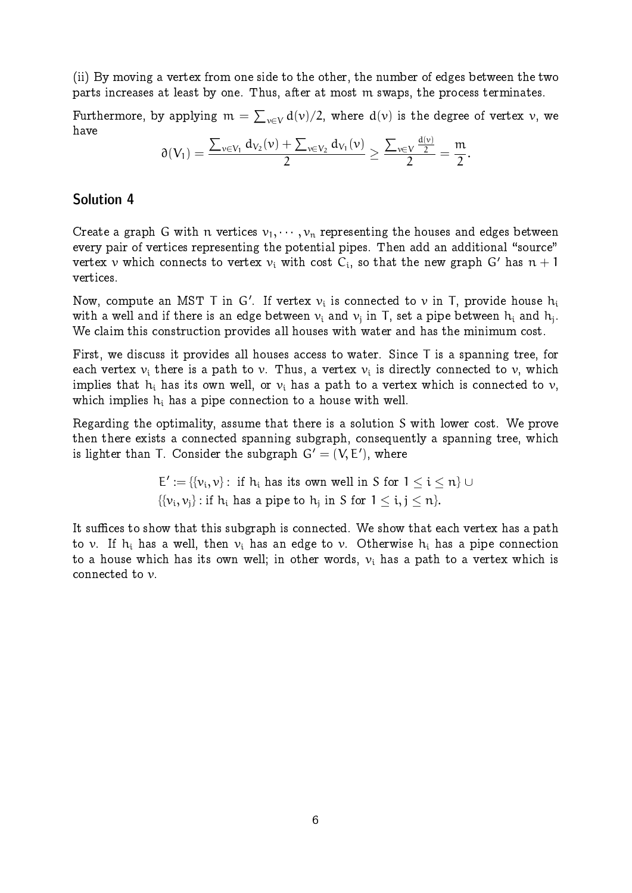(ii) By moving a vertex from one side to the other, the number of edges between the two parts increases at least by one. Thus, after at most $m$ swaps, the process terminates.

Furthermore, by applying $m = \sum_{v \in V} d(v)/2$, where $d(v)$ is the degree of vertex $v$, we have

$$\partial(V_1) = \frac{\sum_{v \in V_1} d_{V_2}(v) + \sum_{v \in V_2} d_{V_1}(v)}{2} \geq \frac{\sum_{v \in V} \frac{d(v)}{2}}{2} = \frac{m}{2}.$$

## Solution 4

Create a graph $G$ with $n$ vertices $v_1, \cdots, v_n$ representing the houses and edges between every pair of vertices representing the potential pipes. Then add an additional "source" vertex $v$ which connects to vertex $v_i$ with cost $C_i$, so that the new graph $G'$ has $n+1$ vertices.

Now, compute an MST $T$ in $G'$. If vertex $v_i$ is connected to $v$ in $T$, provide house $h_i$ with a well and if there is an edge between $v_i$ and $v_j$ in $T$, set a pipe between $h_i$ and $h_j$. We claim this construction provides all houses with water and has the minimum cost.

First, we discuss it provides all houses access to water. Since $T$ is a spanning tree, for each vertex $v_i$ there is a path to $v$. Thus, a vertex $v_i$ is directly connected to $v$, which implies that $h_i$ has its own well, or $v_i$ has a path to a vertex which is connected to $v$, which implies $h_i$ has a pipe connection to a house with well.

Regarding the optimality, assume that there is a solution $S$ with lower cost. We prove then there exists a connected spanning subgraph, consequently a spanning tree, which is lighter than $T$. Consider the subgraph $G' = (V, E')$, where

$$E' := \{\{v_i, v\} : \text{ if } h_i \text{ has its own well in } S \text{ for } 1 \leq i \leq n\} \cup$$
$$\{\{v_i, v_j\} : \text{if } h_i \text{ has a pipe to } h_j \text{ in } S \text{ for } 1 \leq i, j \leq n\}.$$

It suffices to show that this subgraph is connected. We show that each vertex has a path to $v$. If $h_i$ has a well, then $v_i$ has an edge to $v$. Otherwise $h_i$ has a pipe connection to a house which has its own well; in other words, $v_i$ has a path to a vertex which is connected to $v$.